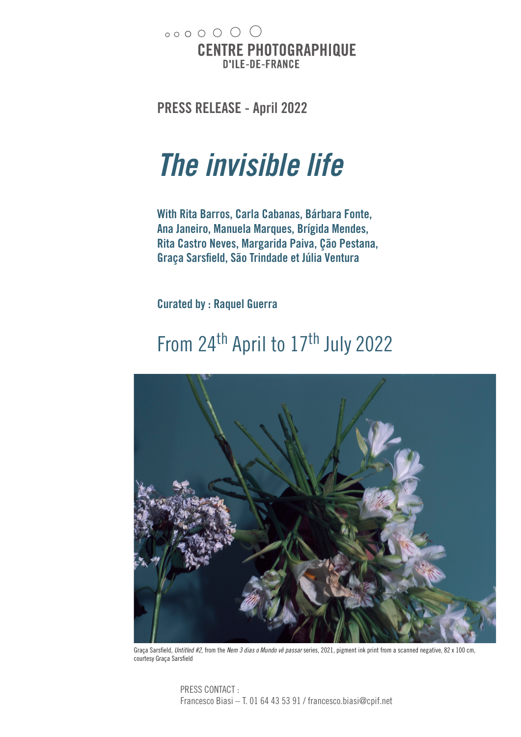CENTRE PHOTOGRAPHIQUE
D'ILE-DE-FRANCE

**PRESS RELEASE - April 2022**

# *The invisible life*

**With Rita Barros, Carla Cabanas, Bárbara Fonte, Ana Janeiro, Manuela Marques, Brígida Mendes, Rita Castro Neves, Margarida Paiva, Ção Pestana, Graça Sarsfield, São Trindade et Júlia Ventura**

**Curated by : Raquel Guerra**

## From 24th April to 17th July 2022

Graça Sarsfield, *Untitled #2*, from the *Nem 3 dias o Mundo vê passar* series, 2021, pigment ink print from a scanned negative, 82 x 100 cm, courtesy Graça Sarsfield

PRESS CONTACT :
Francesco Biasi – T. 01 64 43 53 91 / francesco.biasi@cpif.net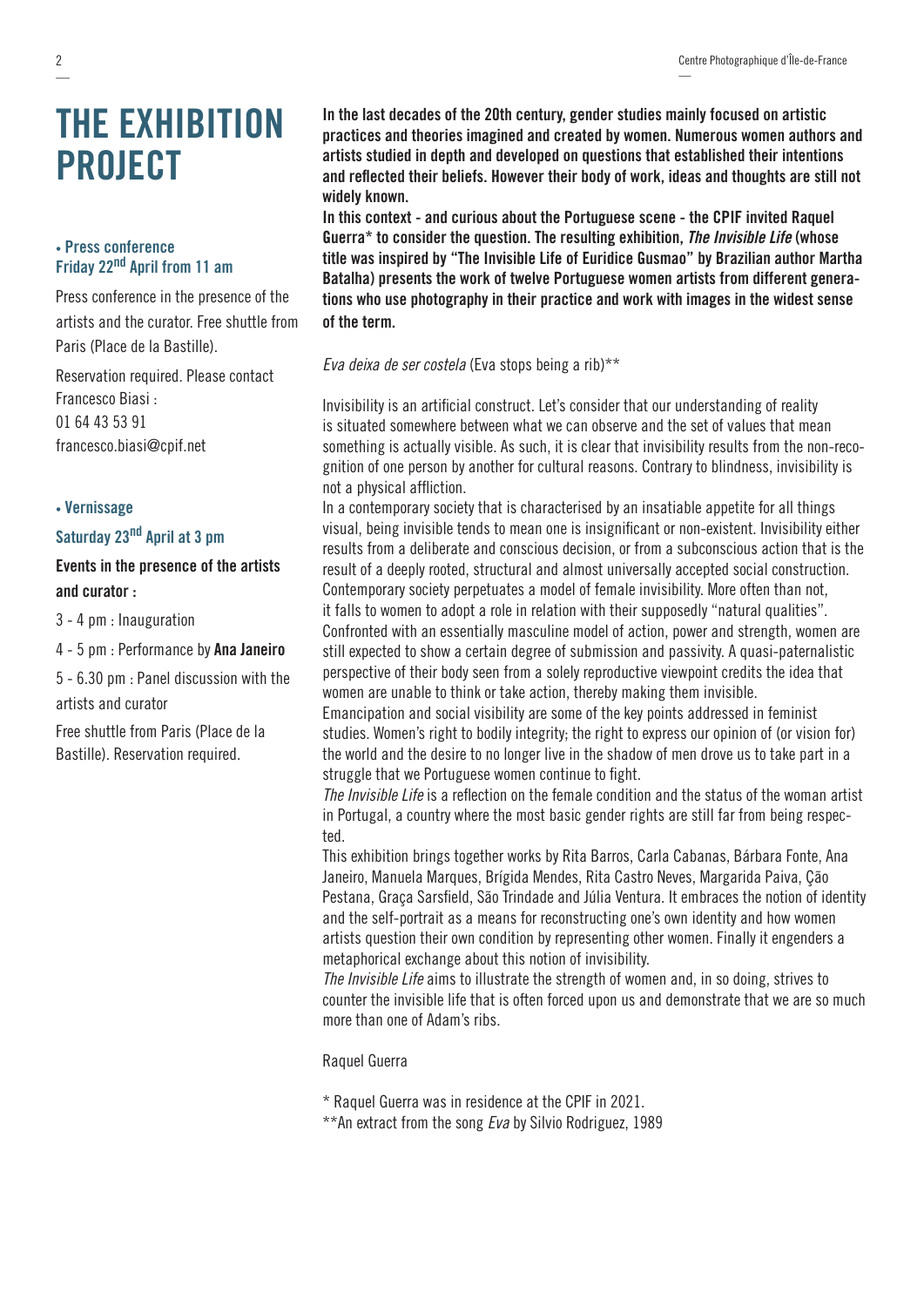# THE EXHIBITION PROJECT

**• Press conference**
**Friday 22nd April from 11 am**

Press conference in the presence of the artists and the curator. Free shuttle from Paris (Place de la Bastille).

Reservation required. Please contact Francesco Biasi :
01 64 43 53 91
francesco.biasi@cpif.net

**• Vernissage**

**Saturday 23nd April at 3 pm**

**Events in the presence of the artists and curator :**

3 - 4 pm : Inauguration

4 - 5 pm : Performance by **Ana Janeiro**

5 - 6.30 pm : Panel discussion with the artists and curator

Free shuttle from Paris (Place de la Bastille). Reservation required.

**In the last decades of the 20th century, gender studies mainly focused on artistic practices and theories imagined and created by women. Numerous women authors and artists studied in depth and developed on questions that established their intentions and reflected their beliefs. However their body of work, ideas and thoughts are still not widely known.**
**In this context - and curious about the Portuguese scene - the CPIF invited Raquel Guerra* to consider the question. The resulting exhibition, *The Invisible Life* (whose title was inspired by "The Invisible Life of Euridice Gusmao" by Brazilian author Martha Batalha) presents the work of twelve Portuguese women artists from different generations who use photography in their practice and work with images in the widest sense of the term.**

*Eva deixa de ser costela* (Eva stops being a rib)**

Invisibility is an artificial construct. Let's consider that our understanding of reality is situated somewhere between what we can observe and the set of values that mean something is actually visible. As such, it is clear that invisibility results from the non-recognition of one person by another for cultural reasons. Contrary to blindness, invisibility is not a physical affliction.
In a contemporary society that is characterised by an insatiable appetite for all things visual, being invisible tends to mean one is insignificant or non-existent. Invisibility either results from a deliberate and conscious decision, or from a subconscious action that is the result of a deeply rooted, structural and almost universally accepted social construction. Contemporary society perpetuates a model of female invisibility. More often than not, it falls to women to adopt a role in relation with their supposedly "natural qualities". Confronted with an essentially masculine model of action, power and strength, women are still expected to show a certain degree of submission and passivity. A quasi-paternalistic perspective of their body seen from a solely reproductive viewpoint credits the idea that women are unable to think or take action, thereby making them invisible.
Emancipation and social visibility are some of the key points addressed in feminist studies. Women's right to bodily integrity; the right to express our opinion of (or vision for) the world and the desire to no longer live in the shadow of men drove us to take part in a struggle that we Portuguese women continue to fight.
*The Invisible Life* is a reflection on the female condition and the status of the woman artist in Portugal, a country where the most basic gender rights are still far from being respected.
This exhibition brings together works by Rita Barros, Carla Cabanas, Bárbara Fonte, Ana Janeiro, Manuela Marques, Brígida Mendes, Rita Castro Neves, Margarida Paiva, Ção Pestana, Graça Sarsfield, São Trindade and Júlia Ventura. It embraces the notion of identity and the self-portrait as a means for reconstructing one's own identity and how women artists question their own condition by representing other women. Finally it engenders a metaphorical exchange about this notion of invisibility.
*The Invisible Life* aims to illustrate the strength of women and, in so doing, strives to counter the invisible life that is often forced upon us and demonstrate that we are so much more than one of Adam's ribs.

Raquel Guerra

* Raquel Guerra was in residence at the CPIF in 2021.
**An extract from the song *Eva* by Silvio Rodriguez, 1989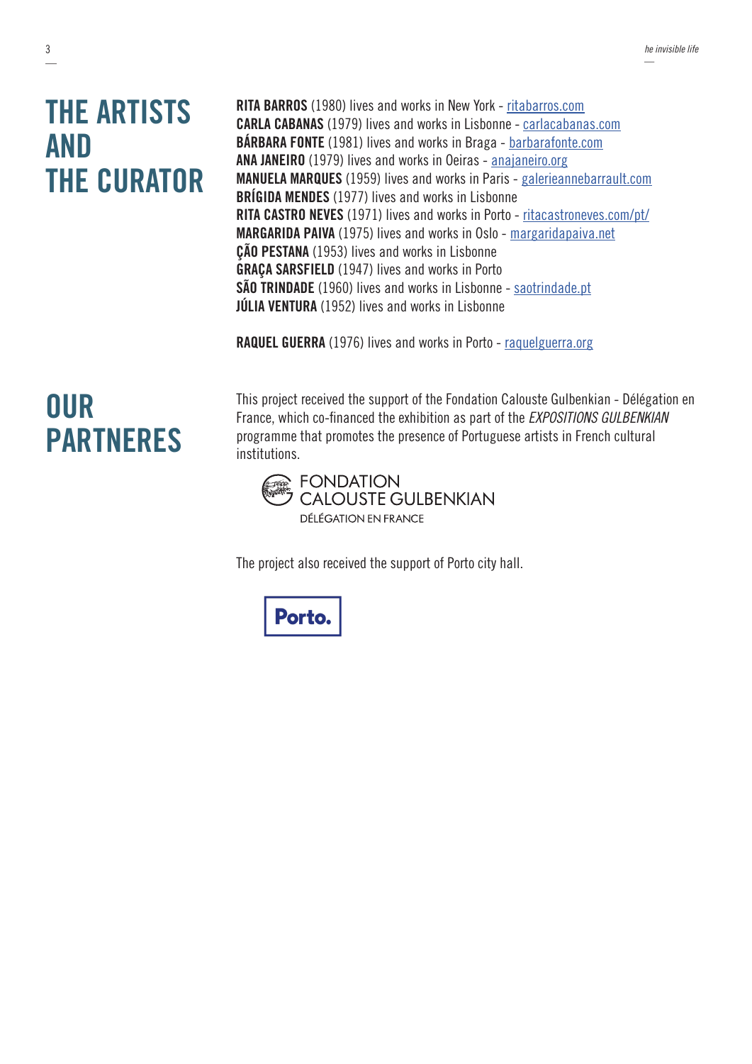# THE ARTISTS AND THE CURATOR

**RITA BARROS** (1980) lives and works in New York - ritabarros.com
**CARLA CABANAS** (1979) lives and works in Lisbonne - carlacabanas.com
**BÁRBARA FONTE** (1981) lives and works in Braga - barbarafonte.com
**ANA JANEIRO** (1979) lives and works in Oeiras - anajaneiro.org
**MANUELA MARQUES** (1959) lives and works in Paris - galerieannebarrault.com
**BRÍGIDA MENDES** (1977) lives and works in Lisbonne
**RITA CASTRO NEVES** (1971) lives and works in Porto - ritacastroneves.com/pt/
**MARGARIDA PAIVA** (1975) lives and works in Oslo - margaridapaiva.net
**ÇÃO PESTANA** (1953) lives and works in Lisbonne
**GRAÇA SARSFIELD** (1947) lives and works in Porto
**SÃO TRINDADE** (1960) lives and works in Lisbonne - saotrindade.pt
**JÚLIA VENTURA** (1952) lives and works in Lisbonne

**RAQUEL GUERRA** (1976) lives and works in Porto - raquelguerra.org

# OUR PARTNERES

This project received the support of the Fondation Calouste Gulbenkian - Délégation en France, which co-financed the exhibition as part of the *EXPOSITIONS GULBENKIAN* programme that promotes the presence of Portuguese artists in French cultural institutions.

FONDATION
CALOUSTE GULBENKIAN
DÉLÉGATION EN FRANCE

The project also received the support of Porto city hall.

Porto.